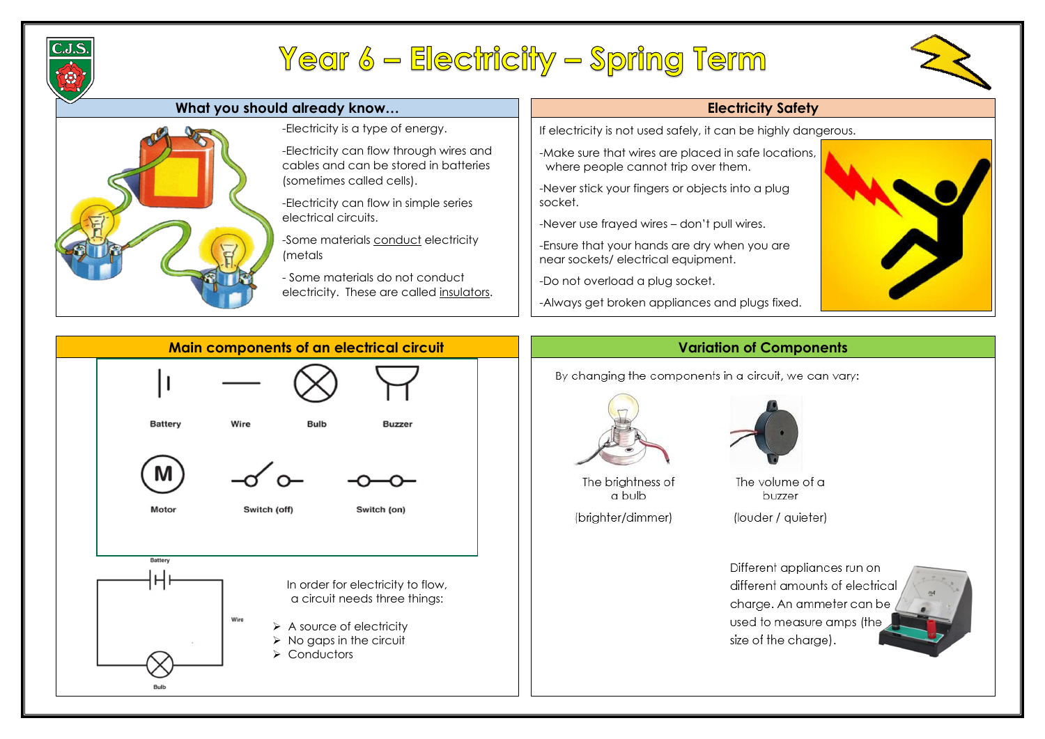# Year 6 – Electricity – Spring Term

## What you should already know…

-Electricity is a type of energy.

-Electricity can flow through wires and cables and can be stored in batteries (sometimes called cells).

-Electricity can flow in simple series electrical circuits.

-Some materials conduct electricity (metals

- Some materials do not conduct electricity. These are called insulators.

## Electricity Safety

If electricity is not used safely, it can be highly dangerous.

-Make sure that wires are placed in safe locations, where people cannot trip over them.

-Never stick your fingers or objects into a plug socket.

-Never use frayed wires – don't pull wires.

-Ensure that your hands are dry when you are near sockets/ electrical equipment.

-Do not overload a plug socket.

-Always get broken appliances and plugs fixed.

## Main components of an electrical circuit

Battery, Wire, Bulb, Buzzer, Motor, Switch (off), Switch (on)

Battery, Wire, Bulb

In order for electricity to flow, a circuit needs three things:

- A source of electricity
- No gaps in the circuit
- Conductors

## Variation of Components

By changing the components in a circuit, we can vary:

The brightness of a bulb (brighter/dimmer)

The volume of a buzzer (louder / quieter)

Different appliances run on different amounts of electrical charge. An ammeter can be used to measure amps (the size of the charge).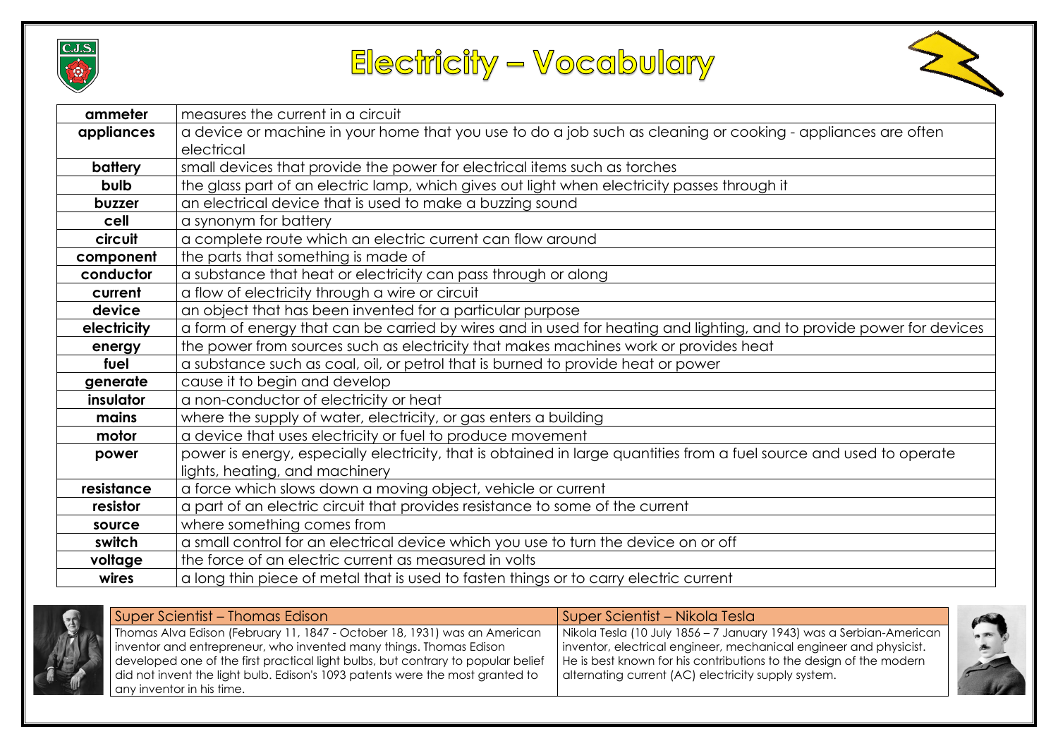# Electricity – Vocabulary

| | |
|---|---|
| **ammeter** | measures the current in a circuit |
| **appliances** | a device or machine in your home that you use to do a job such as cleaning or cooking - appliances are often electrical |
| **battery** | small devices that provide the power for electrical items such as torches |
| **bulb** | the glass part of an electric lamp, which gives out light when electricity passes through it |
| **buzzer** | an electrical device that is used to make a buzzing sound |
| **cell** | a synonym for battery |
| **circuit** | a complete route which an electric current can flow around |
| **component** | the parts that something is made of |
| **conductor** | a substance that heat or electricity can pass through or along |
| **current** | a flow of electricity through a wire or circuit |
| **device** | an object that has been invented for a particular purpose |
| **electricity** | a form of energy that can be carried by wires and in used for heating and lighting, and to provide power for devices |
| **energy** | the power from sources such as electricity that makes machines work or provides heat |
| **fuel** | a substance such as coal, oil, or petrol that is burned to provide heat or power |
| **generate** | cause it to begin and develop |
| **insulator** | a non-conductor of electricity or heat |
| **mains** | where the supply of water, electricity, or gas enters a building |
| **motor** | a device that uses electricity or fuel to produce movement |
| **power** | power is energy, especially electricity, that is obtained in large quantities from a fuel source and used to operate lights, heating, and machinery |
| **resistance** | a force which slows down a moving object, vehicle or current |
| **resistor** | a part of an electric circuit that provides resistance to some of the current |
| **source** | where something comes from |
| **switch** | a small control for an electrical device which you use to turn the device on or off |
| **voltage** | the force of an electric current as measured in volts |
| **wires** | a long thin piece of metal that is used to fasten things or to carry electric current |

| Super Scientist – Thomas Edison | Super Scientist – Nikola Tesla |
|---|---|
| Thomas Alva Edison (February 11, 1847 - October 18, 1931) was an American inventor and entrepreneur, who invented many things. Thomas Edison developed one of the first practical light bulbs, but contrary to popular belief did not invent the light bulb. Edison's 1093 patents were the most granted to any inventor in his time. | Nikola Tesla (10 July 1856 – 7 January 1943) was a Serbian-American inventor, electrical engineer, mechanical engineer and physicist. He is best known for his contributions to the design of the modern alternating current (AC) electricity supply system. |